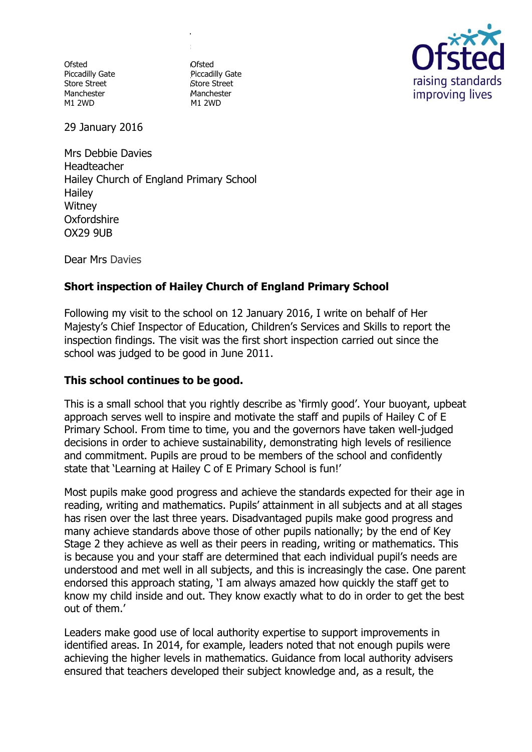Ofsted
Piccadilly Gate
Store Street
Manchester
M1 2WD

Ofsted
Piccadilly Gate
Store Street
Manchester
M1 2WD

Ofsted
raising standards
improving lives

29 January 2016

Mrs Debbie Davies
Headteacher
Hailey Church of England Primary School
Hailey
Witney
Oxfordshire
OX29 9UB

Dear Mrs Davies

**Short inspection of Hailey Church of England Primary School**

Following my visit to the school on 12 January 2016, I write on behalf of Her Majesty's Chief Inspector of Education, Children's Services and Skills to report the inspection findings. The visit was the first short inspection carried out since the school was judged to be good in June 2011.

**This school continues to be good.**

This is a small school that you rightly describe as 'firmly good'. Your buoyant, upbeat approach serves well to inspire and motivate the staff and pupils of Hailey C of E Primary School. From time to time, you and the governors have taken well-judged decisions in order to achieve sustainability, demonstrating high levels of resilience and commitment. Pupils are proud to be members of the school and confidently state that 'Learning at Hailey C of E Primary School is fun!'

Most pupils make good progress and achieve the standards expected for their age in reading, writing and mathematics. Pupils' attainment in all subjects and at all stages has risen over the last three years. Disadvantaged pupils make good progress and many achieve standards above those of other pupils nationally; by the end of Key Stage 2 they achieve as well as their peers in reading, writing or mathematics. This is because you and your staff are determined that each individual pupil's needs are understood and met well in all subjects, and this is increasingly the case. One parent endorsed this approach stating, 'I am always amazed how quickly the staff get to know my child inside and out. They know exactly what to do in order to get the best out of them.'

Leaders make good use of local authority expertise to support improvements in identified areas. In 2014, for example, leaders noted that not enough pupils were achieving the higher levels in mathematics. Guidance from local authority advisers ensured that teachers developed their subject knowledge and, as a result, the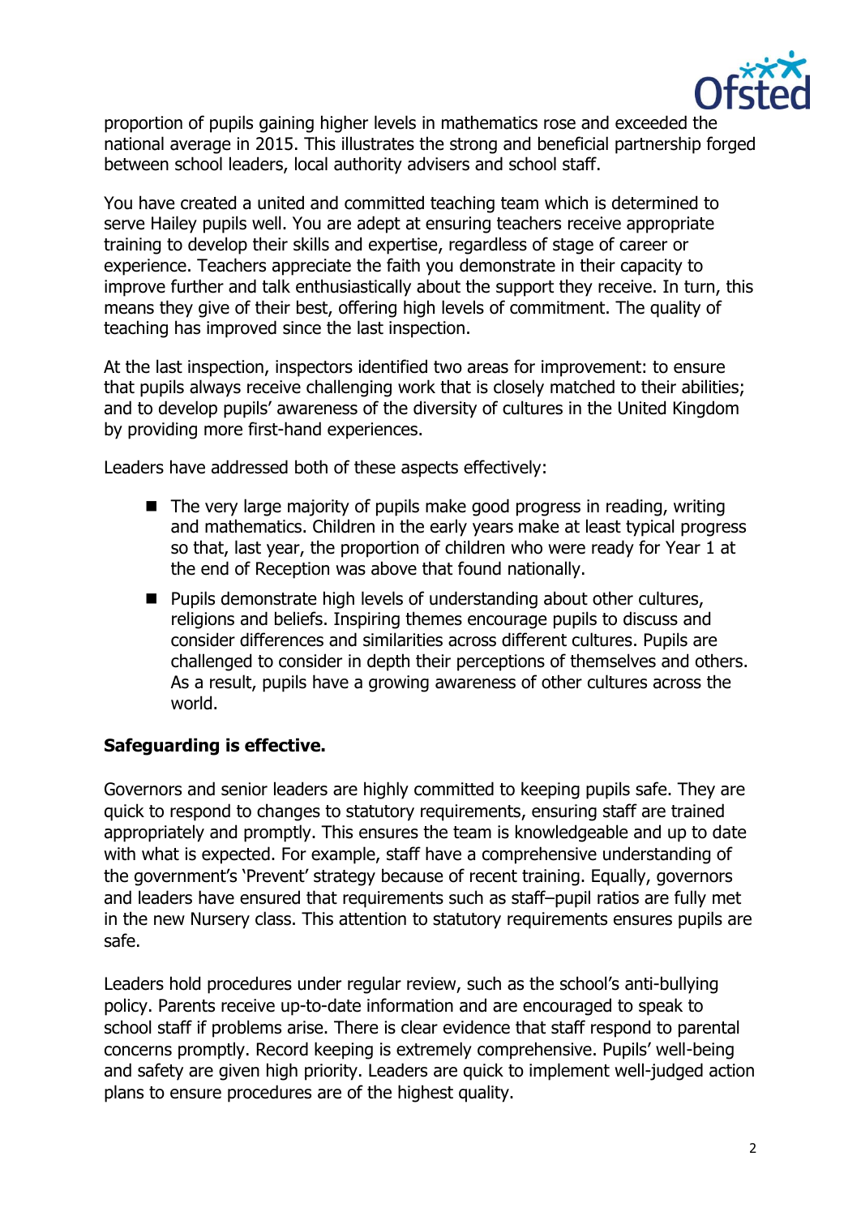proportion of pupils gaining higher levels in mathematics rose and exceeded the national average in 2015. This illustrates the strong and beneficial partnership forged between school leaders, local authority advisers and school staff.

You have created a united and committed teaching team which is determined to serve Hailey pupils well. You are adept at ensuring teachers receive appropriate training to develop their skills and expertise, regardless of stage of career or experience. Teachers appreciate the faith you demonstrate in their capacity to improve further and talk enthusiastically about the support they receive. In turn, this means they give of their best, offering high levels of commitment. The quality of teaching has improved since the last inspection.

At the last inspection, inspectors identified two areas for improvement: to ensure that pupils always receive challenging work that is closely matched to their abilities; and to develop pupils' awareness of the diversity of cultures in the United Kingdom by providing more first-hand experiences.

Leaders have addressed both of these aspects effectively:

- The very large majority of pupils make good progress in reading, writing and mathematics. Children in the early years make at least typical progress so that, last year, the proportion of children who were ready for Year 1 at the end of Reception was above that found nationally.
- Pupils demonstrate high levels of understanding about other cultures, religions and beliefs. Inspiring themes encourage pupils to discuss and consider differences and similarities across different cultures. Pupils are challenged to consider in depth their perceptions of themselves and others. As a result, pupils have a growing awareness of other cultures across the world.

**Safeguarding is effective.**

Governors and senior leaders are highly committed to keeping pupils safe. They are quick to respond to changes to statutory requirements, ensuring staff are trained appropriately and promptly. This ensures the team is knowledgeable and up to date with what is expected. For example, staff have a comprehensive understanding of the government's 'Prevent' strategy because of recent training. Equally, governors and leaders have ensured that requirements such as staff–pupil ratios are fully met in the new Nursery class. This attention to statutory requirements ensures pupils are safe.

Leaders hold procedures under regular review, such as the school's anti-bullying policy. Parents receive up-to-date information and are encouraged to speak to school staff if problems arise. There is clear evidence that staff respond to parental concerns promptly. Record keeping is extremely comprehensive. Pupils' well-being and safety are given high priority. Leaders are quick to implement well-judged action plans to ensure procedures are of the highest quality.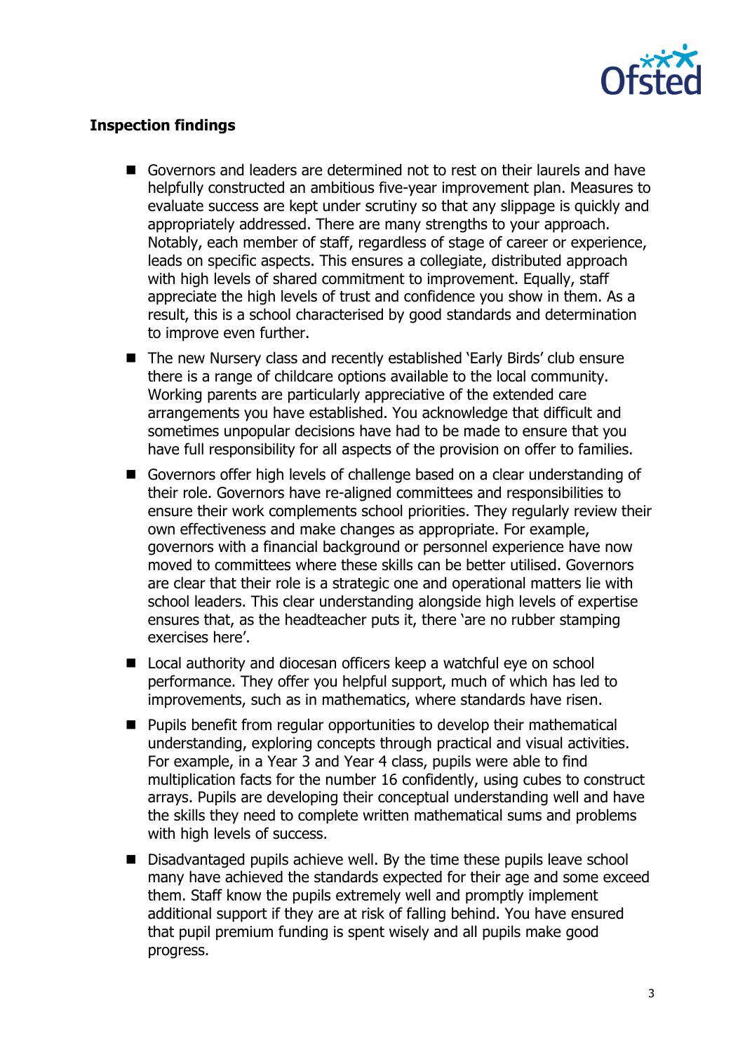**Inspection findings**

- Governors and leaders are determined not to rest on their laurels and have helpfully constructed an ambitious five-year improvement plan. Measures to evaluate success are kept under scrutiny so that any slippage is quickly and appropriately addressed. There are many strengths to your approach. Notably, each member of staff, regardless of stage of career or experience, leads on specific aspects. This ensures a collegiate, distributed approach with high levels of shared commitment to improvement. Equally, staff appreciate the high levels of trust and confidence you show in them. As a result, this is a school characterised by good standards and determination to improve even further.
- The new Nursery class and recently established 'Early Birds' club ensure there is a range of childcare options available to the local community. Working parents are particularly appreciative of the extended care arrangements you have established. You acknowledge that difficult and sometimes unpopular decisions have had to be made to ensure that you have full responsibility for all aspects of the provision on offer to families.
- Governors offer high levels of challenge based on a clear understanding of their role. Governors have re-aligned committees and responsibilities to ensure their work complements school priorities. They regularly review their own effectiveness and make changes as appropriate. For example, governors with a financial background or personnel experience have now moved to committees where these skills can be better utilised. Governors are clear that their role is a strategic one and operational matters lie with school leaders. This clear understanding alongside high levels of expertise ensures that, as the headteacher puts it, there 'are no rubber stamping exercises here'.
- Local authority and diocesan officers keep a watchful eye on school performance. They offer you helpful support, much of which has led to improvements, such as in mathematics, where standards have risen.
- Pupils benefit from regular opportunities to develop their mathematical understanding, exploring concepts through practical and visual activities. For example, in a Year 3 and Year 4 class, pupils were able to find multiplication facts for the number 16 confidently, using cubes to construct arrays. Pupils are developing their conceptual understanding well and have the skills they need to complete written mathematical sums and problems with high levels of success.
- Disadvantaged pupils achieve well. By the time these pupils leave school many have achieved the standards expected for their age and some exceed them. Staff know the pupils extremely well and promptly implement additional support if they are at risk of falling behind. You have ensured that pupil premium funding is spent wisely and all pupils make good progress.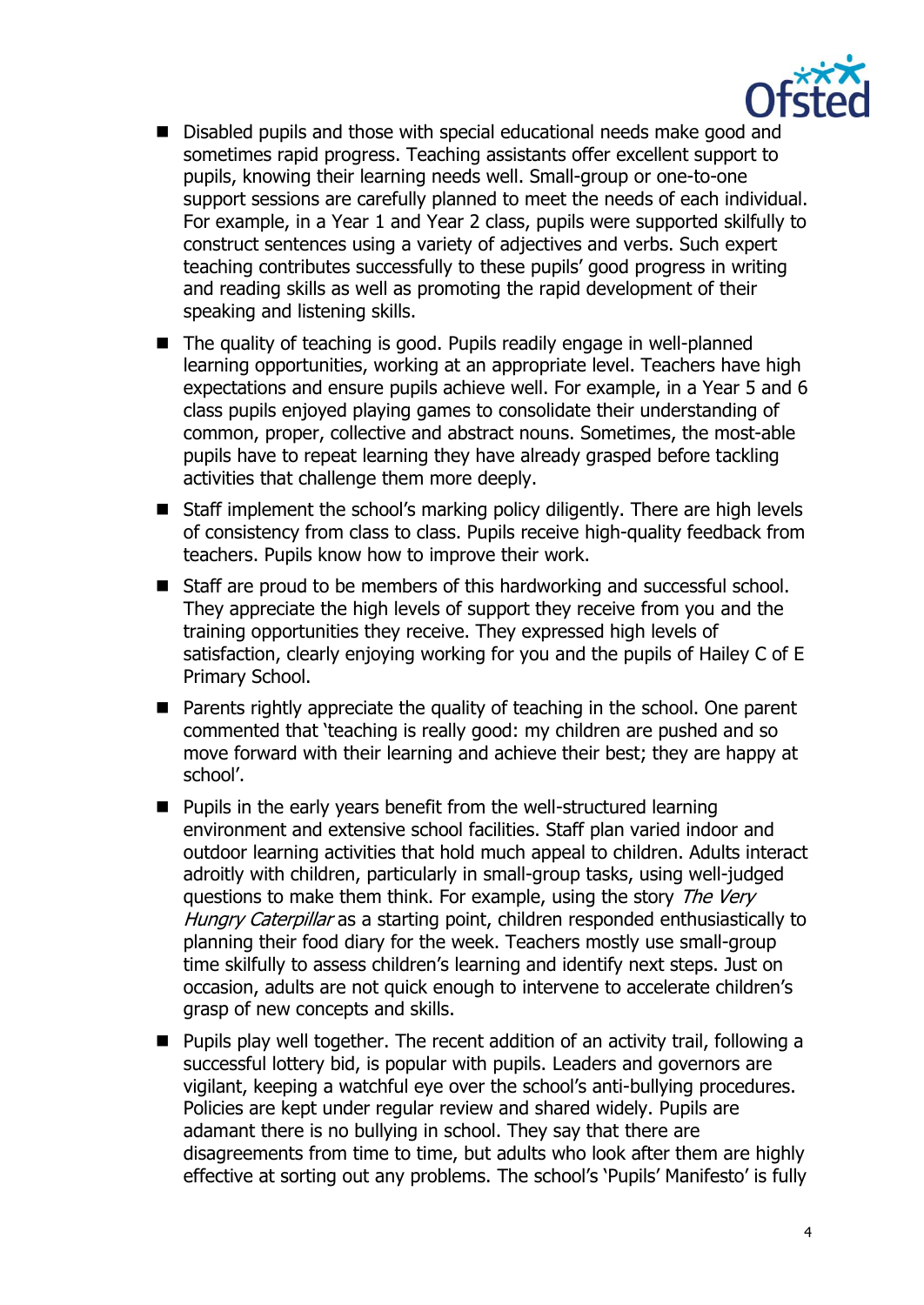- Disabled pupils and those with special educational needs make good and sometimes rapid progress. Teaching assistants offer excellent support to pupils, knowing their learning needs well. Small-group or one-to-one support sessions are carefully planned to meet the needs of each individual. For example, in a Year 1 and Year 2 class, pupils were supported skilfully to construct sentences using a variety of adjectives and verbs. Such expert teaching contributes successfully to these pupils' good progress in writing and reading skills as well as promoting the rapid development of their speaking and listening skills.
- The quality of teaching is good. Pupils readily engage in well-planned learning opportunities, working at an appropriate level. Teachers have high expectations and ensure pupils achieve well. For example, in a Year 5 and 6 class pupils enjoyed playing games to consolidate their understanding of common, proper, collective and abstract nouns. Sometimes, the most-able pupils have to repeat learning they have already grasped before tackling activities that challenge them more deeply.
- Staff implement the school's marking policy diligently. There are high levels of consistency from class to class. Pupils receive high-quality feedback from teachers. Pupils know how to improve their work.
- Staff are proud to be members of this hardworking and successful school. They appreciate the high levels of support they receive from you and the training opportunities they receive. They expressed high levels of satisfaction, clearly enjoying working for you and the pupils of Hailey C of E Primary School.
- Parents rightly appreciate the quality of teaching in the school. One parent commented that 'teaching is really good: my children are pushed and so move forward with their learning and achieve their best; they are happy at school'.
- Pupils in the early years benefit from the well-structured learning environment and extensive school facilities. Staff plan varied indoor and outdoor learning activities that hold much appeal to children. Adults interact adroitly with children, particularly in small-group tasks, using well-judged questions to make them think. For example, using the story *The Very Hungry Caterpillar* as a starting point, children responded enthusiastically to planning their food diary for the week. Teachers mostly use small-group time skilfully to assess children's learning and identify next steps. Just on occasion, adults are not quick enough to intervene to accelerate children's grasp of new concepts and skills.
- Pupils play well together. The recent addition of an activity trail, following a successful lottery bid, is popular with pupils. Leaders and governors are vigilant, keeping a watchful eye over the school's anti-bullying procedures. Policies are kept under regular review and shared widely. Pupils are adamant there is no bullying in school. They say that there are disagreements from time to time, but adults who look after them are highly effective at sorting out any problems. The school's 'Pupils' Manifesto' is fully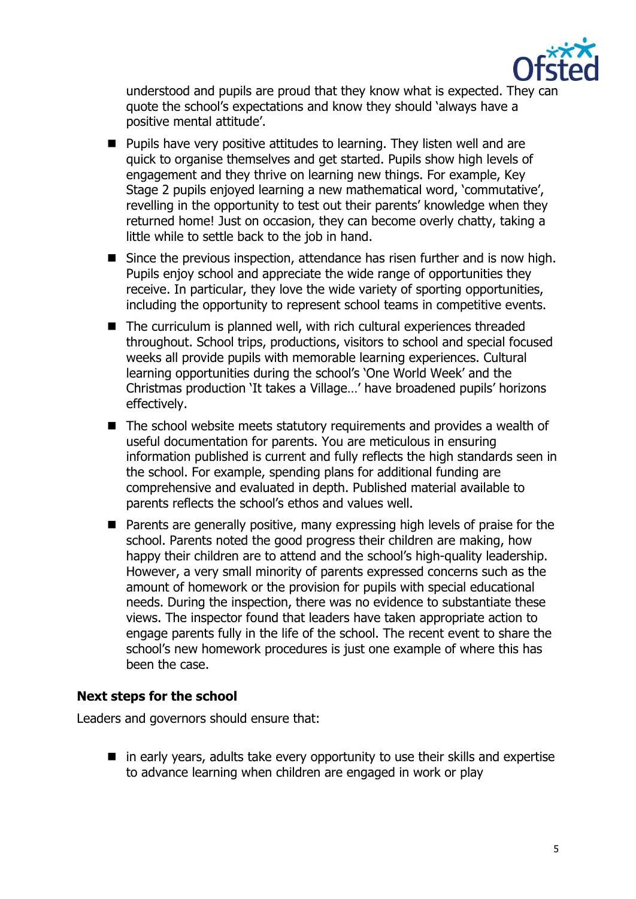understood and pupils are proud that they know what is expected. They can quote the school's expectations and know they should 'always have a positive mental attitude'.

- Pupils have very positive attitudes to learning. They listen well and are quick to organise themselves and get started. Pupils show high levels of engagement and they thrive on learning new things. For example, Key Stage 2 pupils enjoyed learning a new mathematical word, 'commutative', revelling in the opportunity to test out their parents' knowledge when they returned home! Just on occasion, they can become overly chatty, taking a little while to settle back to the job in hand.
- Since the previous inspection, attendance has risen further and is now high. Pupils enjoy school and appreciate the wide range of opportunities they receive. In particular, they love the wide variety of sporting opportunities, including the opportunity to represent school teams in competitive events.
- The curriculum is planned well, with rich cultural experiences threaded throughout. School trips, productions, visitors to school and special focused weeks all provide pupils with memorable learning experiences. Cultural learning opportunities during the school's 'One World Week' and the Christmas production 'It takes a Village…' have broadened pupils' horizons effectively.
- The school website meets statutory requirements and provides a wealth of useful documentation for parents. You are meticulous in ensuring information published is current and fully reflects the high standards seen in the school. For example, spending plans for additional funding are comprehensive and evaluated in depth. Published material available to parents reflects the school's ethos and values well.
- Parents are generally positive, many expressing high levels of praise for the school. Parents noted the good progress their children are making, how happy their children are to attend and the school's high-quality leadership. However, a very small minority of parents expressed concerns such as the amount of homework or the provision for pupils with special educational needs. During the inspection, there was no evidence to substantiate these views. The inspector found that leaders have taken appropriate action to engage parents fully in the life of the school. The recent event to share the school's new homework procedures is just one example of where this has been the case.

## Next steps for the school

Leaders and governors should ensure that:

- in early years, adults take every opportunity to use their skills and expertise to advance learning when children are engaged in work or play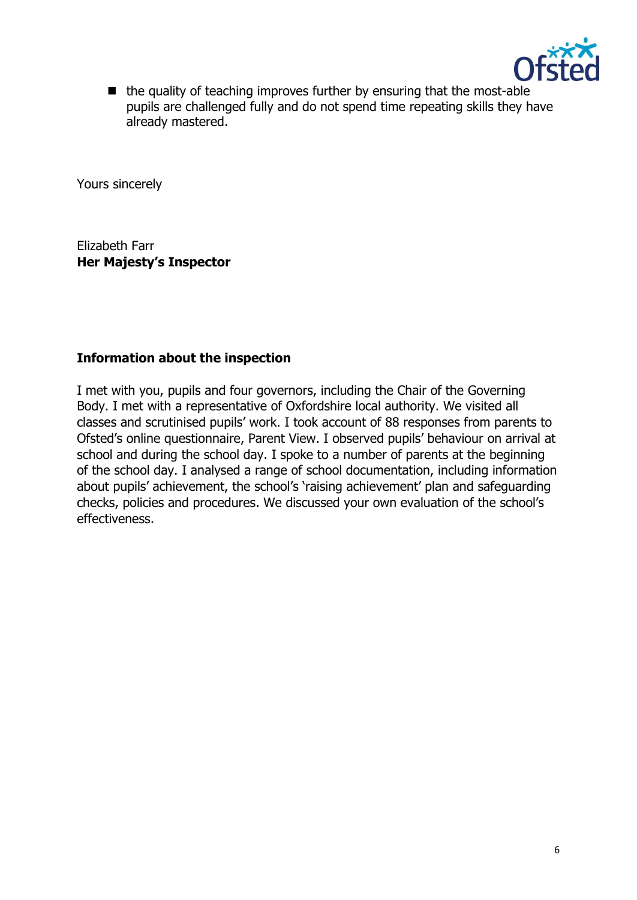- the quality of teaching improves further by ensuring that the most-able pupils are challenged fully and do not spend time repeating skills they have already mastered.

Yours sincerely

Elizabeth Farr
**Her Majesty's Inspector**

## Information about the inspection

I met with you, pupils and four governors, including the Chair of the Governing Body. I met with a representative of Oxfordshire local authority. We visited all classes and scrutinised pupils' work. I took account of 88 responses from parents to Ofsted's online questionnaire, Parent View. I observed pupils' behaviour on arrival at school and during the school day. I spoke to a number of parents at the beginning of the school day. I analysed a range of school documentation, including information about pupils' achievement, the school's 'raising achievement' plan and safeguarding checks, policies and procedures. We discussed your own evaluation of the school's effectiveness.